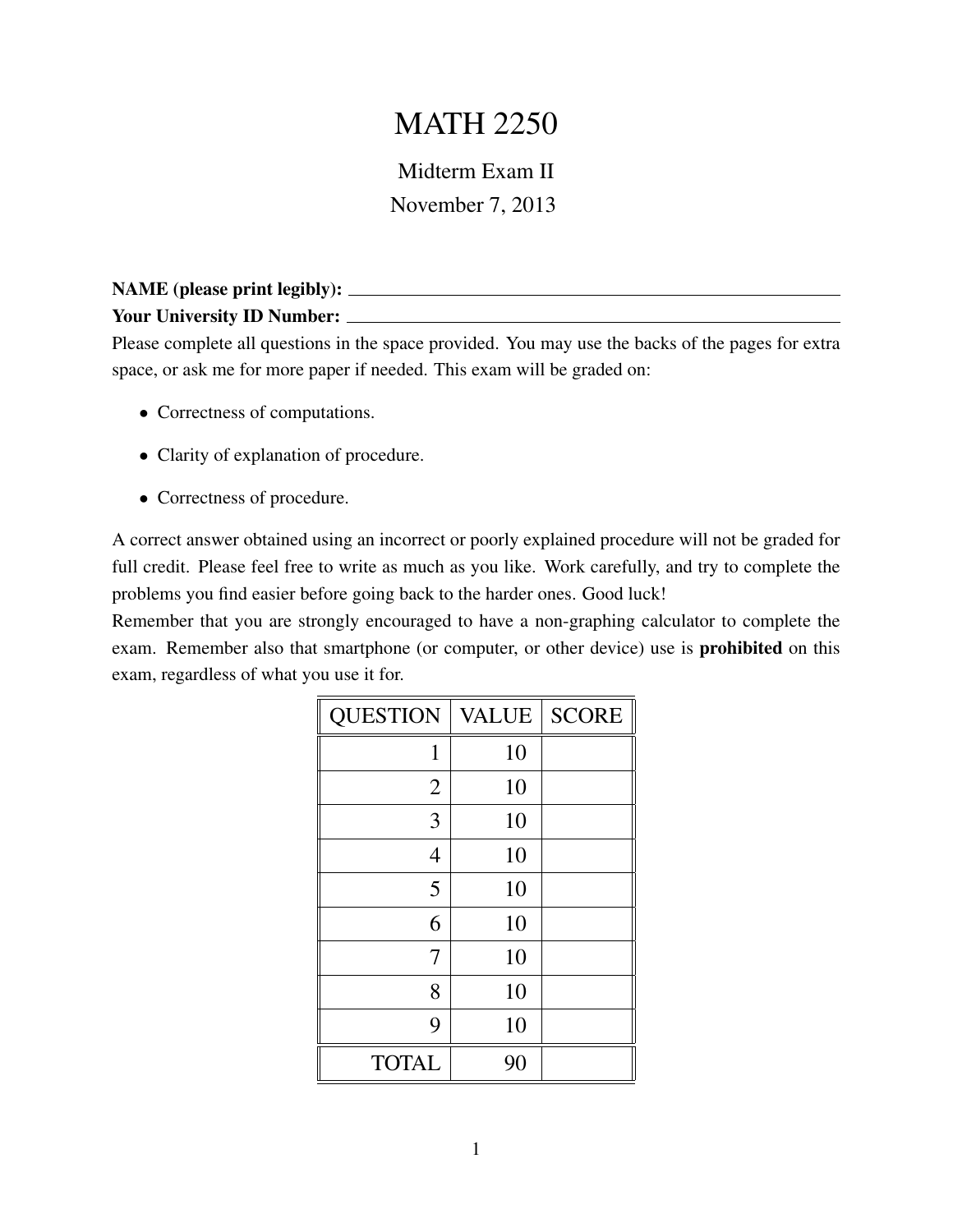# MATH 2250

Midterm Exam II

November 7, 2013

**NAME (please print legibly):** ______________________________

**Your University ID Number:** ______________________________

Please complete all questions in the space provided. You may use the backs of the pages for extra space, or ask me for more paper if needed. This exam will be graded on:

- Correctness of computations.
- Clarity of explanation of procedure.
- Correctness of procedure.

A correct answer obtained using an incorrect or poorly explained procedure will not be graded for full credit. Please feel free to write as much as you like. Work carefully, and try to complete the problems you find easier before going back to the harder ones. Good luck!

Remember that you are strongly encouraged to have a non-graphing calculator to complete the exam. Remember also that smartphone (or computer, or other device) use is **prohibited** on this exam, regardless of what you use it for.

| QUESTION | VALUE | SCORE |
|---|---|---|
| 1 | 10 | |
| 2 | 10 | |
| 3 | 10 | |
| 4 | 10 | |
| 5 | 10 | |
| 6 | 10 | |
| 7 | 10 | |
| 8 | 10 | |
| 9 | 10 | |
| TOTAL | 90 | |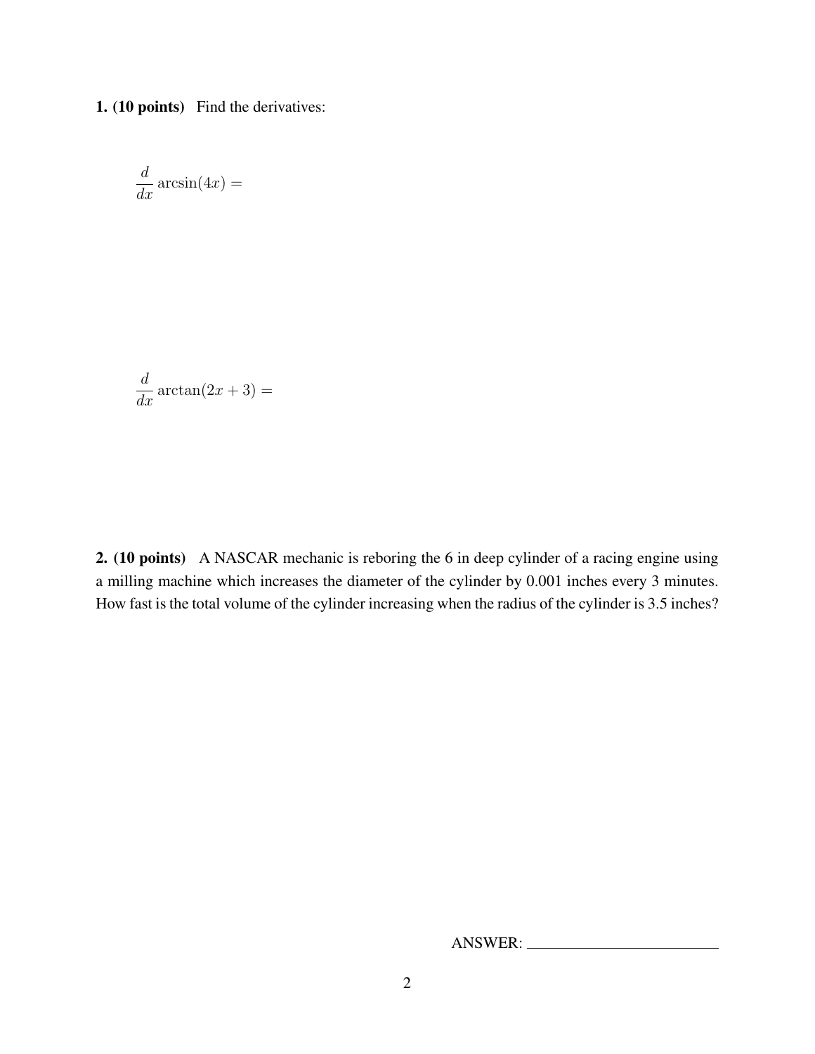**1. (10 points)** Find the derivatives:

$$\frac{d}{dx}\arcsin(4x) =$$

$$\frac{d}{dx}\arctan(2x+3) =$$

**2. (10 points)** A NASCAR mechanic is reboring the 6 in deep cylinder of a racing engine using a milling machine which increases the diameter of the cylinder by 0.001 inches every 3 minutes. How fast is the total volume of the cylinder increasing when the radius of the cylinder is 3.5 inches?

ANSWER: ________________________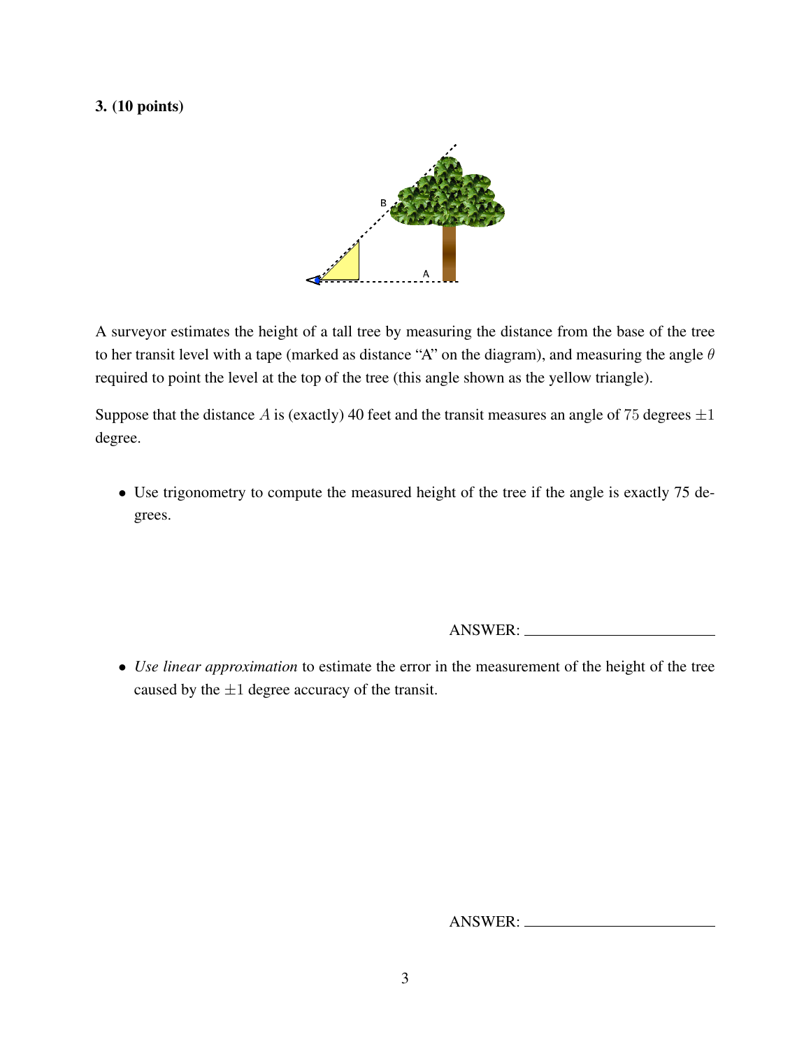**3. (10 points)**

A surveyor estimates the height of a tall tree by measuring the distance from the base of the tree to her transit level with a tape (marked as distance "A" on the diagram), and measuring the angle $\theta$ required to point the level at the top of the tree (this angle shown as the yellow triangle).

Suppose that the distance $A$ is (exactly) 40 feet and the transit measures an angle of $75$ degrees $\pm 1$ degree.

- Use trigonometry to compute the measured height of the tree if the angle is exactly 75 degrees.

ANSWER: ______________________

- *Use linear approximation* to estimate the error in the measurement of the height of the tree caused by the $\pm 1$ degree accuracy of the transit.

ANSWER: ______________________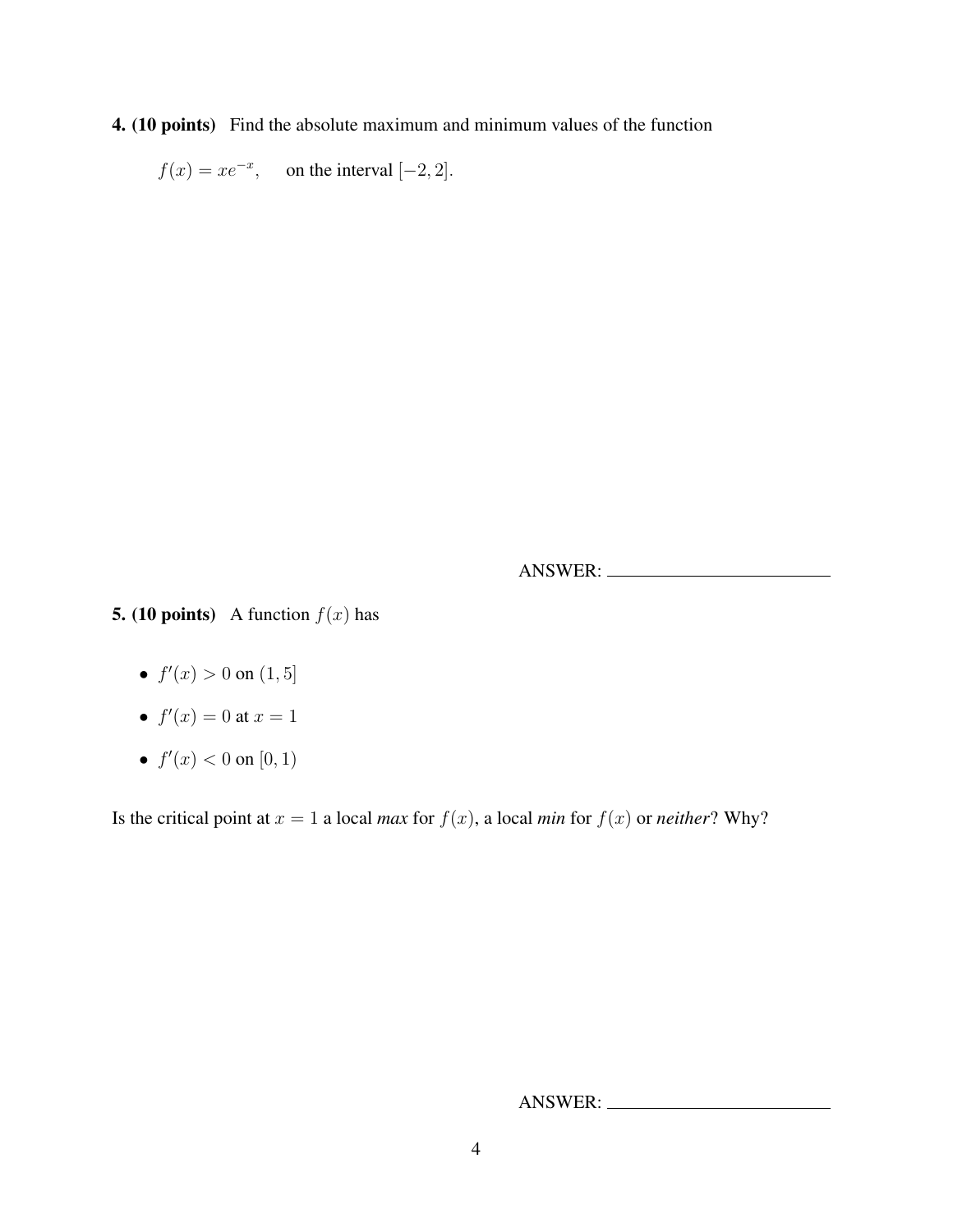**4. (10 points)** Find the absolute maximum and minimum values of the function

$f(x) = xe^{-x}$, on the interval $[-2, 2]$.

ANSWER: ________________________

**5. (10 points)** A function $f(x)$ has

- $f'(x) > 0$ on $(1, 5]$
- $f'(x) = 0$ at $x = 1$
- $f'(x) < 0$ on $[0, 1)$

Is the critical point at $x = 1$ a local *max* for $f(x)$, a local *min* for $f(x)$ or *neither*? Why?

ANSWER: ________________________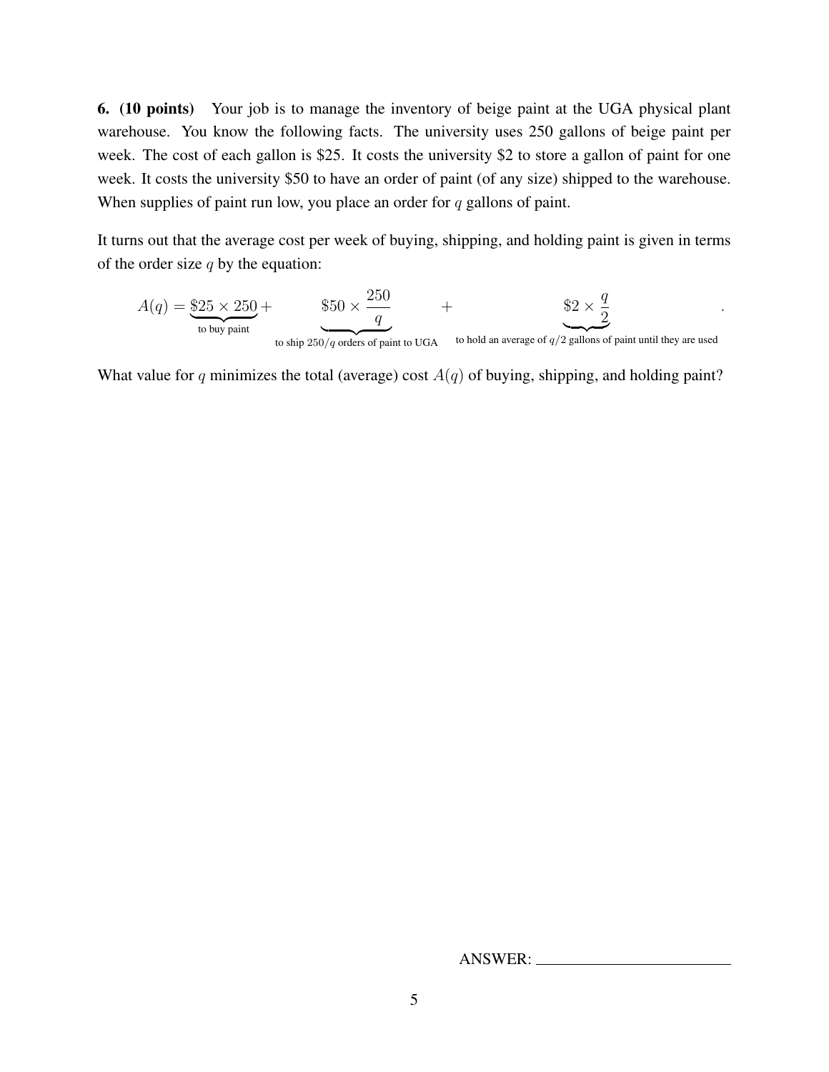**6. (10 points)** Your job is to manage the inventory of beige paint at the UGA physical plant warehouse. You know the following facts. The university uses 250 gallons of beige paint per week. The cost of each gallon is \$25. It costs the university \$2 to store a gallon of paint for one week. It costs the university \$50 to have an order of paint (of any size) shipped to the warehouse. When supplies of paint run low, you place an order for $q$ gallons of paint.

It turns out that the average cost per week of buying, shipping, and holding paint is given in terms of the order size $q$ by the equation:

$$A(q) = \underbrace{\$25 \times 250}_{\text{to buy paint}} + \underbrace{\$50 \times \frac{250}{q}}_{\text{to ship } 250/q \text{ orders of paint to UGA}} + \underbrace{\$2 \times \frac{q}{2}}_{\text{to hold an average of } q/2 \text{ gallons of paint until they are used}}.$$

What value for $q$ minimizes the total (average) cost $A(q)$ of buying, shipping, and holding paint?

ANSWER: \_\_\_\_\_\_\_\_\_\_\_\_\_\_\_\_\_\_\_\_\_\_\_\_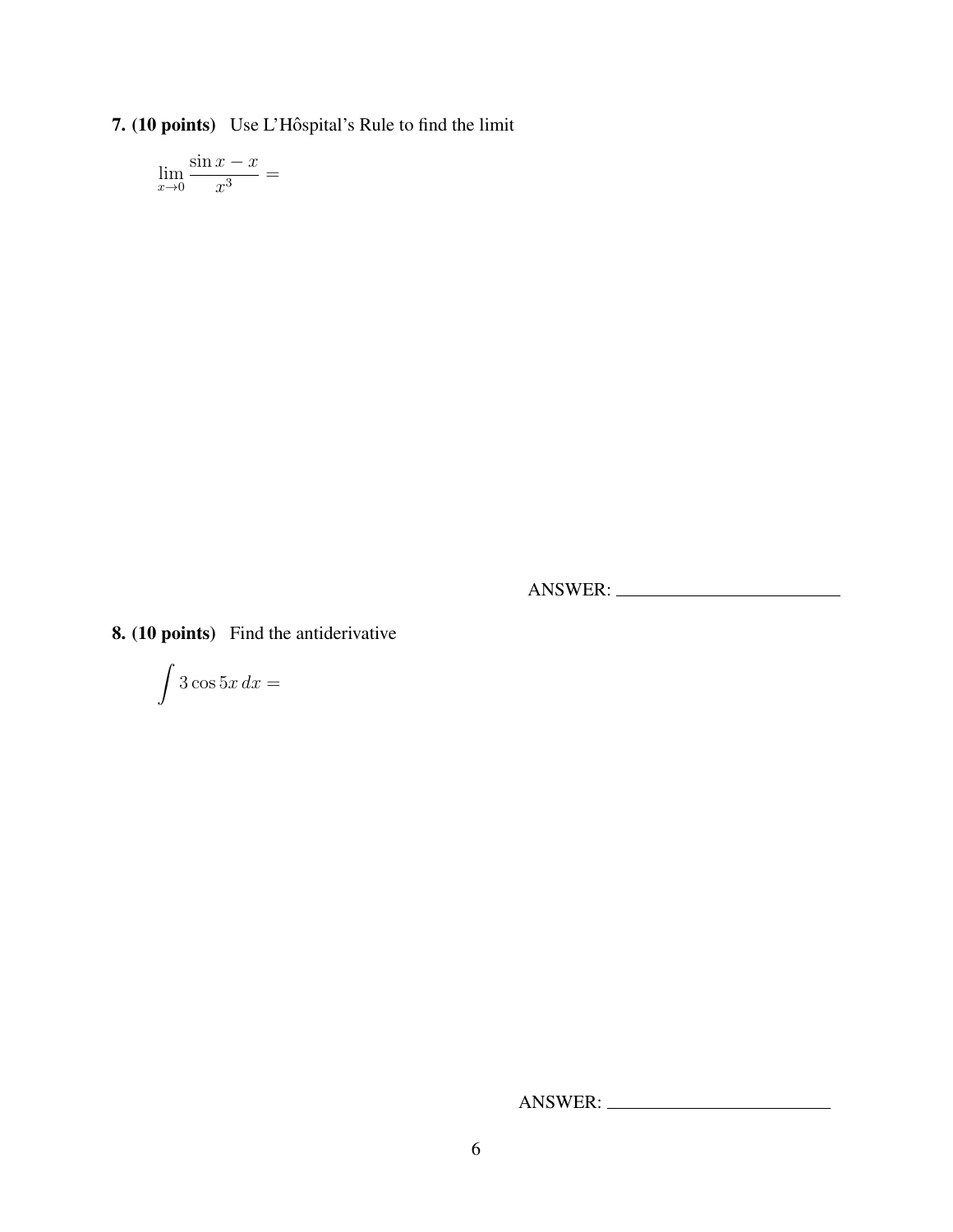**7. (10 points)** Use L'Hôspital's Rule to find the limit

$$\lim_{x \to 0} \frac{\sin x - x}{x^3} =$$

ANSWER: ______________________

**8. (10 points)** Find the antiderivative

$$\int 3 \cos 5x \, dx =$$

ANSWER: ______________________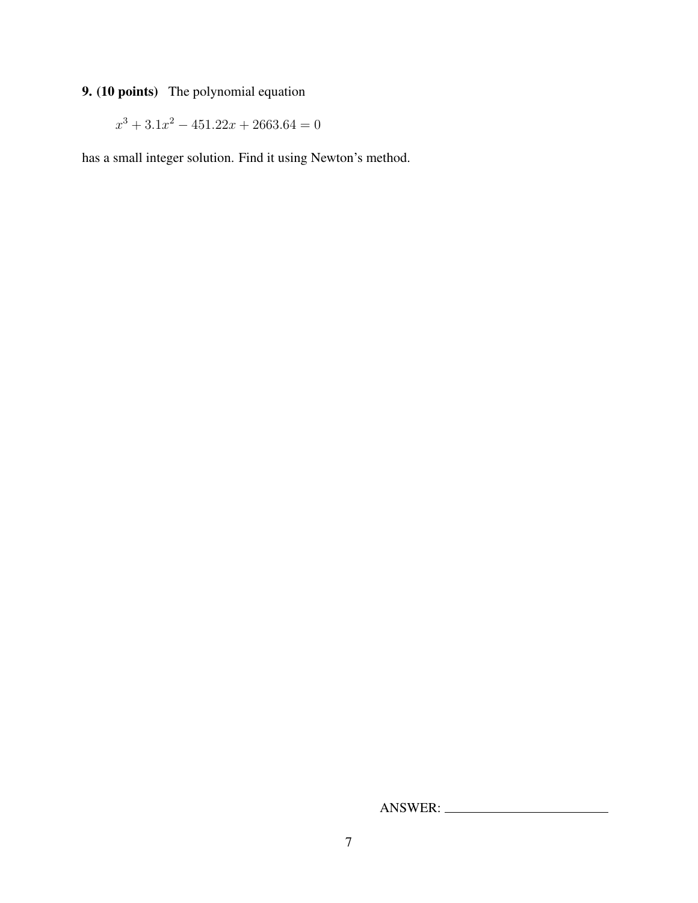**9. (10 points)** The polynomial equation

$$x^3 + 3.1x^2 - 451.22x + 2663.64 = 0$$

has a small integer solution. Find it using Newton's method.

ANSWER: \_\_\_\_\_\_\_\_\_\_\_\_\_\_\_\_\_\_\_\_\_\_\_\_